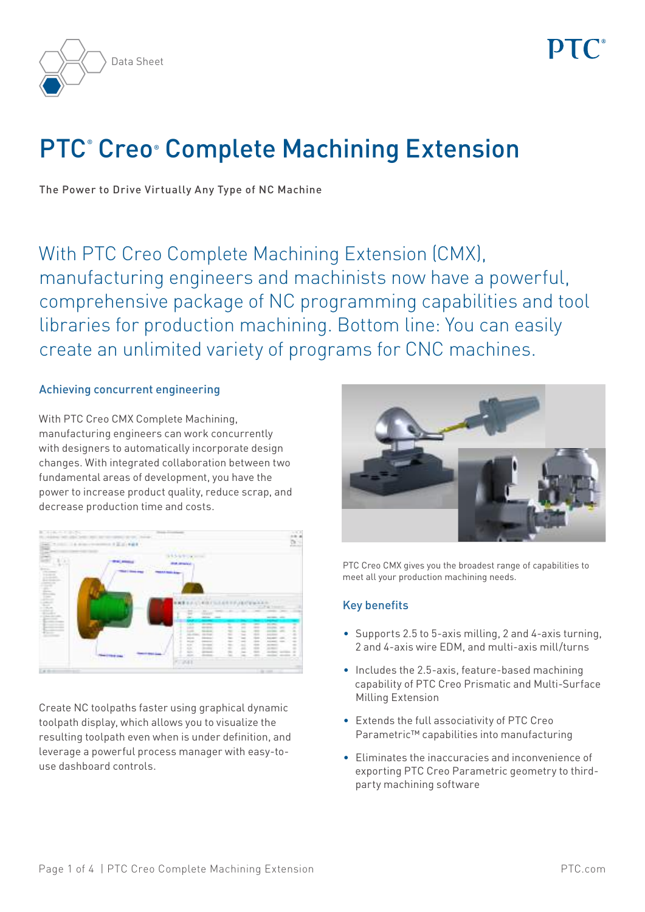Data Sheet

# PTC® Creo® Complete Machining Extension

The Power to Drive Virtually Any Type of NC Machine

With PTC Creo Complete Machining Extension (CMX), manufacturing engineers and machinists now have a powerful, comprehensive package of NC programming capabilities and tool libraries for production machining. Bottom line: You can easily create an unlimited variety of programs for CNC machines.

### Achieving concurrent engineering

With PTC Creo CMX Complete Machining, manufacturing engineers can work concurrently with designers to automatically incorporate design changes. With integrated collaboration between two fundamental areas of development, you have the power to increase product quality, reduce scrap, and decrease production time and costs.

Create NC toolpaths faster using graphical dynamic toolpath display, which allows you to visualize the resulting toolpath even when is under definition, and leverage a powerful process manager with easy-to-use dashboard controls.

PTC Creo CMX gives you the broadest range of capabilities to meet all your production machining needs.

### Key benefits

- Supports 2.5 to 5-axis milling, 2 and 4-axis turning, 2 and 4-axis wire EDM, and multi-axis mill/turns
- Includes the 2.5-axis, feature-based machining capability of PTC Creo Prismatic and Multi-Surface Milling Extension
- Extends the full associativity of PTC Creo Parametric™ capabilities into manufacturing
- Eliminates the inaccuracies and inconvenience of exporting PTC Creo Parametric geometry to third-party machining software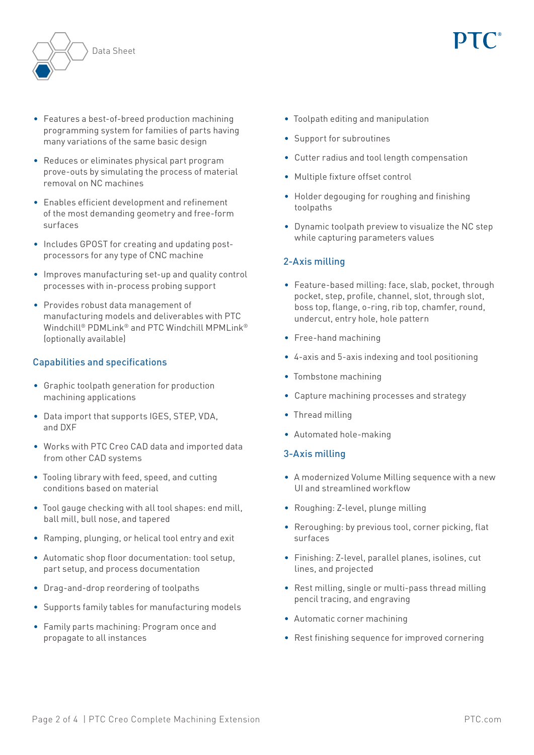- Features a best-of-breed production machining programming system for families of parts having many variations of the same basic design
- Reduces or eliminates physical part program prove-outs by simulating the process of material removal on NC machines
- Enables efficient development and refinement of the most demanding geometry and free-form surfaces
- Includes GPOST for creating and updating post-processors for any type of CNC machine
- Improves manufacturing set-up and quality control processes with in-process probing support
- Provides robust data management of manufacturing models and deliverables with PTC Windchill® PDMLink® and PTC Windchill MPMLink® (optionally available)

## Capabilities and specifications

- Graphic toolpath generation for production machining applications
- Data import that supports IGES, STEP, VDA, and DXF
- Works with PTC Creo CAD data and imported data from other CAD systems
- Tooling library with feed, speed, and cutting conditions based on material
- Tool gauge checking with all tool shapes: end mill, ball mill, bull nose, and tapered
- Ramping, plunging, or helical tool entry and exit
- Automatic shop floor documentation: tool setup, part setup, and process documentation
- Drag-and-drop reordering of toolpaths
- Supports family tables for manufacturing models
- Family parts machining: Program once and propagate to all instances
- Toolpath editing and manipulation
- Support for subroutines
- Cutter radius and tool length compensation
- Multiple fixture offset control
- Holder degouging for roughing and finishing toolpaths
- Dynamic toolpath preview to visualize the NC step while capturing parameters values

## 2-Axis milling

- Feature-based milling: face, slab, pocket, through pocket, step, profile, channel, slot, through slot, boss top, flange, o-ring, rib top, chamfer, round, undercut, entry hole, hole pattern
- Free-hand machining
- 4-axis and 5-axis indexing and tool positioning
- Tombstone machining
- Capture machining processes and strategy
- Thread milling
- Automated hole-making

## 3-Axis milling

- A modernized Volume Milling sequence with a new UI and streamlined workflow
- Roughing: Z-level, plunge milling
- Reroughing: by previous tool, corner picking, flat surfaces
- Finishing: Z-level, parallel planes, isolines, cut lines, and projected
- Rest milling, single or multi-pass thread milling pencil tracing, and engraving
- Automatic corner machining
- Rest finishing sequence for improved cornering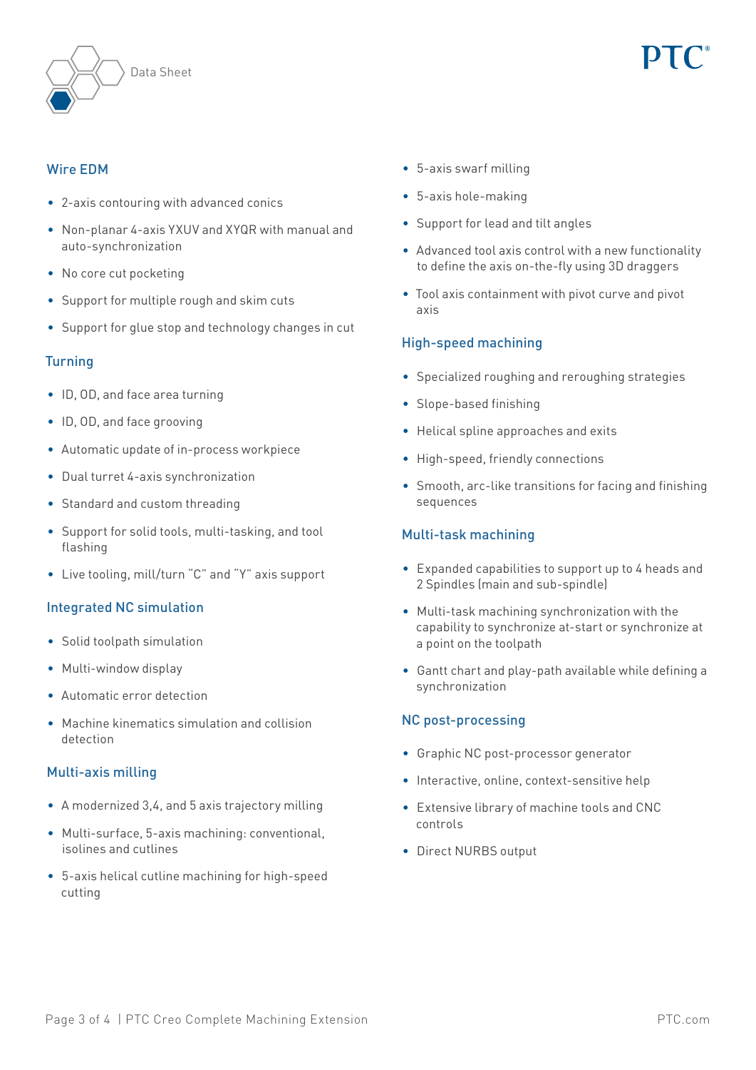## Wire EDM

- 2-axis contouring with advanced conics
- Non-planar 4-axis YXUV and XYQR with manual and auto-synchronization
- No core cut pocketing
- Support for multiple rough and skim cuts
- Support for glue stop and technology changes in cut

## Turning

- ID, OD, and face area turning
- ID, OD, and face grooving
- Automatic update of in-process workpiece
- Dual turret 4-axis synchronization
- Standard and custom threading
- Support for solid tools, multi-tasking, and tool flashing
- Live tooling, mill/turn “C” and “Y” axis support

## Integrated NC simulation

- Solid toolpath simulation
- Multi-window display
- Automatic error detection
- Machine kinematics simulation and collision detection

## Multi-axis milling

- A modernized 3,4, and 5 axis trajectory milling
- Multi-surface, 5-axis machining: conventional, isolines and cutlines
- 5-axis helical cutline machining for high-speed cutting
- 5-axis swarf milling
- 5-axis hole-making
- Support for lead and tilt angles
- Advanced tool axis control with a new functionality to define the axis on-the-fly using 3D draggers
- Tool axis containment with pivot curve and pivot axis

## High-speed machining

- Specialized roughing and reroughing strategies
- Slope-based finishing
- Helical spline approaches and exits
- High-speed, friendly connections
- Smooth, arc-like transitions for facing and finishing sequences

## Multi-task machining

- Expanded capabilities to support up to 4 heads and 2 Spindles (main and sub-spindle)
- Multi-task machining synchronization with the capability to synchronize at-start or synchronize at a point on the toolpath
- Gantt chart and play-path available while defining a synchronization

## NC post-processing

- Graphic NC post-processor generator
- Interactive, online, context-sensitive help
- Extensive library of machine tools and CNC controls
- Direct NURBS output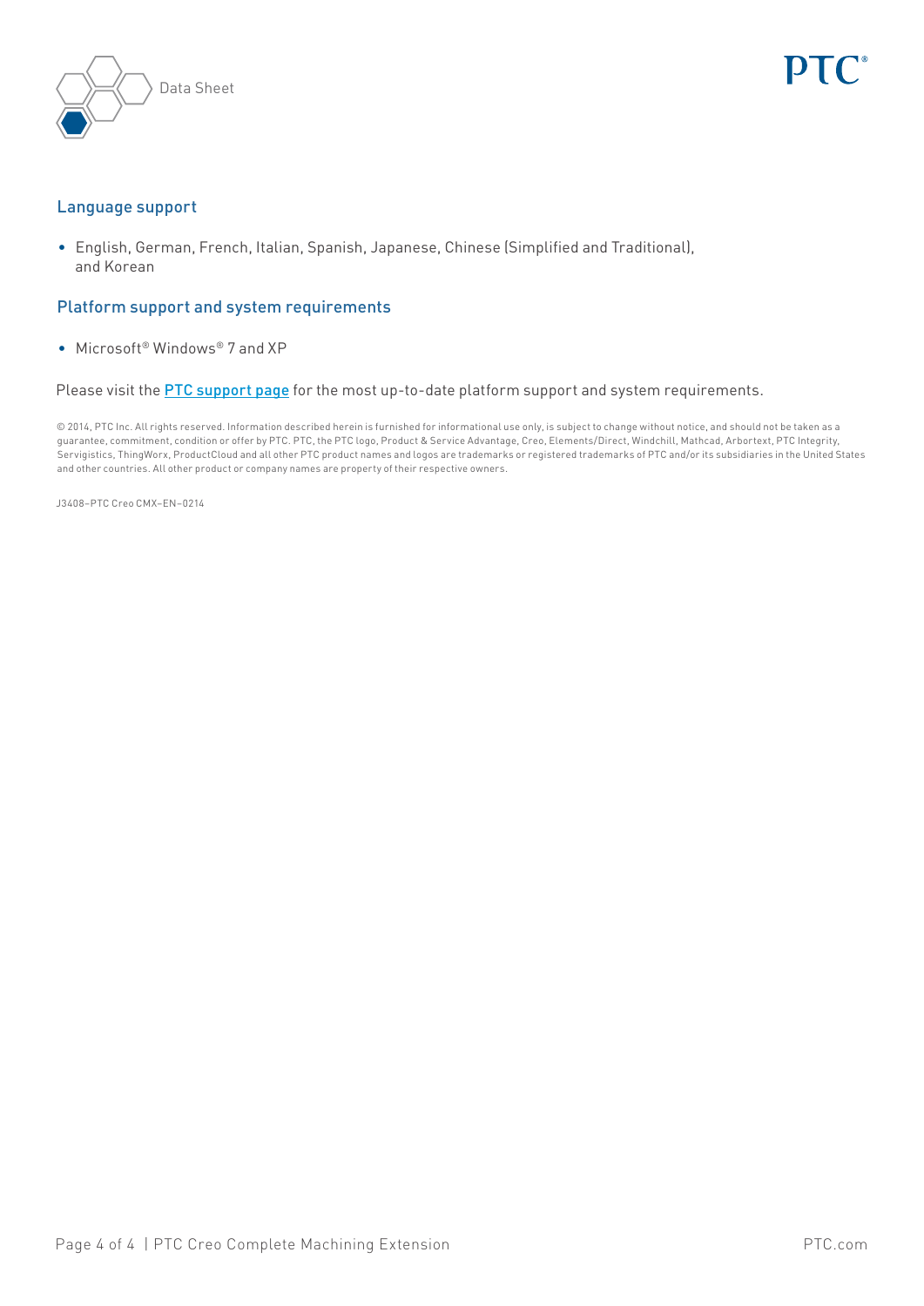## Language support

- English, German, French, Italian, Spanish, Japanese, Chinese (Simplified and Traditional), and Korean

## Platform support and system requirements

- Microsoft® Windows® 7 and XP

Please visit the PTC support page for the most up-to-date platform support and system requirements.

© 2014, PTC Inc. All rights reserved. Information described herein is furnished for informational use only, is subject to change without notice, and should not be taken as a guarantee, commitment, condition or offer by PTC. PTC, the PTC logo, Product & Service Advantage, Creo, Elements/Direct, Windchill, Mathcad, Arbortext, PTC Integrity, Servigistics, ThingWorx, ProductCloud and all other PTC product names and logos are trademarks or registered trademarks of PTC and/or its subsidiaries in the United States and other countries. All other product or company names are property of their respective owners.

J3408–PTC Creo CMX–EN–0214